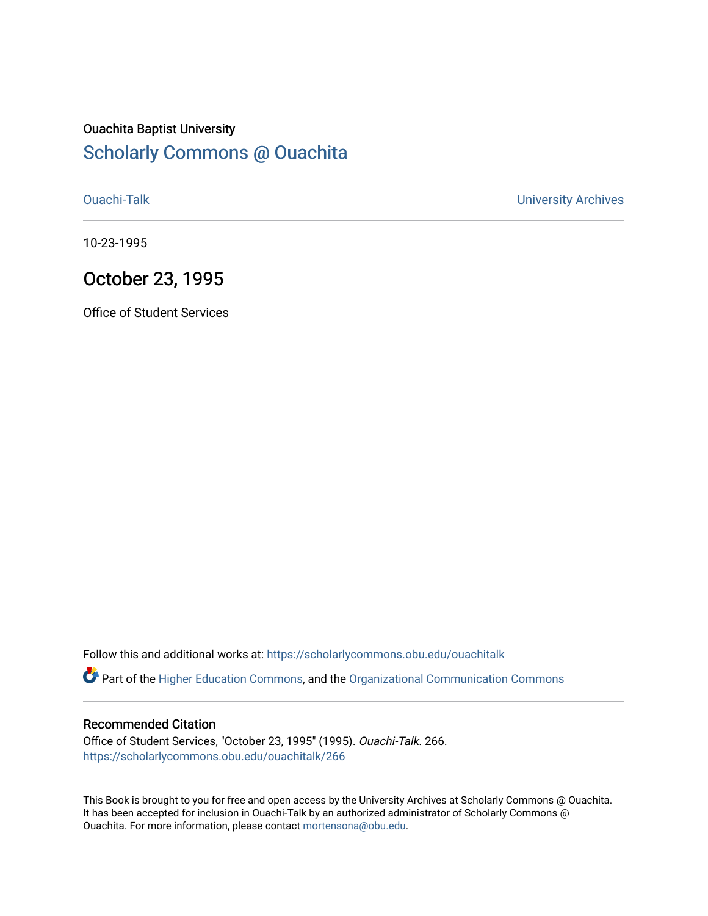Ouachita Baptist University

# Scholarly Commons @ Ouachita

Ouachi-Talk

University Archives

10-23-1995

## October 23, 1995

Office of Student Services

Follow this and additional works at: https://scholarlycommons.obu.edu/ouachitalk

Part of the Higher Education Commons, and the Organizational Communication Commons

### Recommended Citation

Office of Student Services, "October 23, 1995" (1995). *Ouachi-Talk*. 266.
https://scholarlycommons.obu.edu/ouachitalk/266

This Book is brought to you for free and open access by the University Archives at Scholarly Commons @ Ouachita. It has been accepted for inclusion in Ouachi-Talk by an authorized administrator of Scholarly Commons @ Ouachita. For more information, please contact mortensona@obu.edu.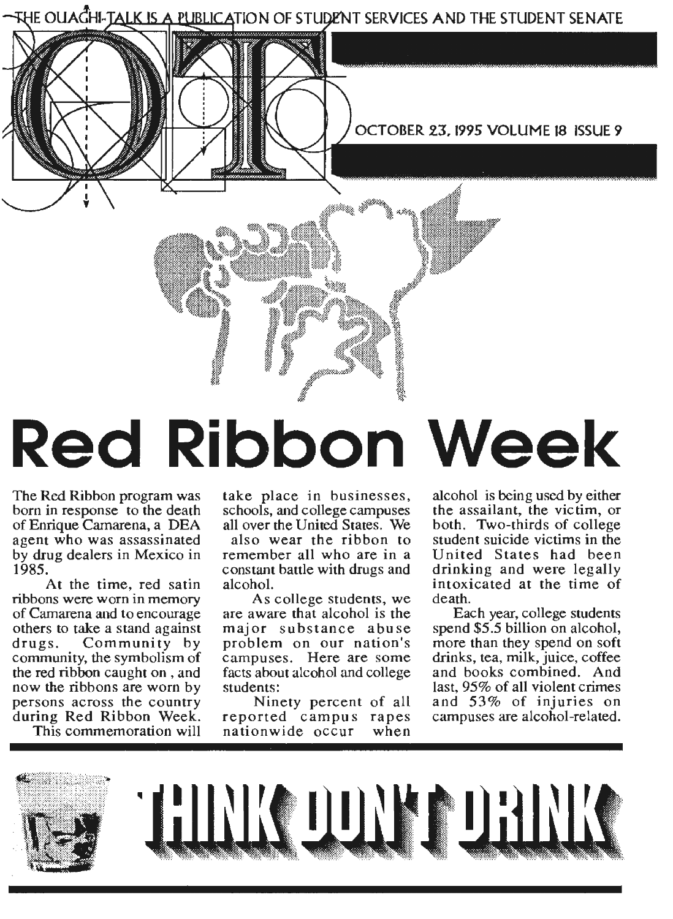THE OUACHI-TALK IS A PUBLICATION OF STUDENT SERVICES AND THE STUDENT SENATE

OCTOBER 23, 1995 VOLUME 18 ISSUE 9

# Red Ribbon Week

The Red Ribbon program was born in response to the death of Enrique Camarena, a DEA agent who was assassinated by drug dealers in Mexico in 1985.

At the time, red satin ribbons were worn in memory of Camarena and to encourage others to take a stand against drugs. Community by community, the symbolism of the red ribbon caught on , and now the ribbons are worn by persons across the country during Red Ribbon Week.

This commemoration will take place in businesses, schools, and college campuses all over the United States. We also wear the ribbon to remember all who are in a constant battle with drugs and alcohol.

As college students, we are aware that alcohol is the major substance abuse problem on our nation's campuses. Here are some facts about alcohol and college students:

Ninety percent of all reported campus rapes nationwide occur when alcohol is being used by either the assailant, the victim, or both. Two-thirds of college student suicide victims in the United States had been drinking and were legally intoxicated at the time of death.

Each year, college students spend $5.5 billion on alcohol, more than they spend on soft drinks, tea, milk, juice, coffee and books combined. And last, 95% of all violent crimes and 53% of injuries on campuses are alcohol-related.

## THINK DON'T DRINK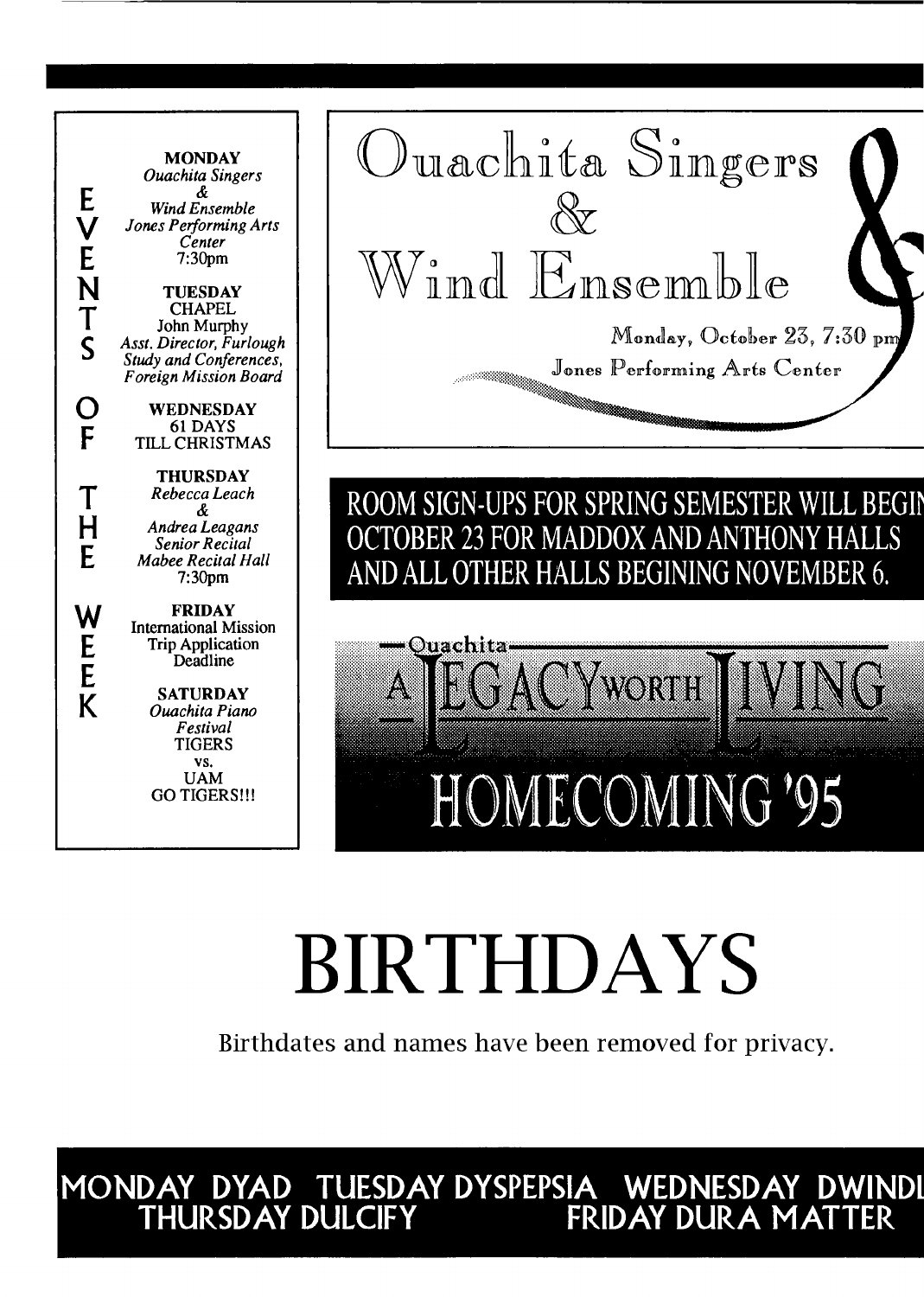## EVENTS OF THE WEEK

**MONDAY**
*Ouachita Singers*
*&*
*Wind Ensemble*
*Jones Performing Arts Center*
7:30pm

**TUESDAY**
CHAPEL
John Murphy
*Asst. Director, Furlough Study and Conferences, Foreign Mission Board*

**WEDNESDAY**
61 DAYS
TILL CHRISTMAS

**THURSDAY**
*Rebecca Leach*
*&*
*Andrea Leagans*
*Senior Recital*
*Mabee Recital Hall*
7:30pm

**FRIDAY**
International Mission Trip Application Deadline

**SATURDAY**
*Ouachita Piano Festival*
TIGERS
vs.
UAM
GO TIGERS!!!

## Ouachita Singers & Wind Ensemble

Monday, October 23, 7:30 pm

Jones Performing Arts Center

**ROOM SIGN-UPS FOR SPRING SEMESTER WILL BEGIN OCTOBER 23 FOR MADDOX AND ANTHONY HALLS AND ALL OTHER HALLS BEGINING NOVEMBER 6.**

Ouachita

## A LEGACY WORTH LIVING

## HOMECOMING '95

# BIRTHDAYS

Birthdates and names have been removed for privacy.

**MONDAY DYAD TUESDAY DYSPEPSIA WEDNESDAY DWINDL**
**THURSDAY DULCIFY FRIDAY DURA MATTER**